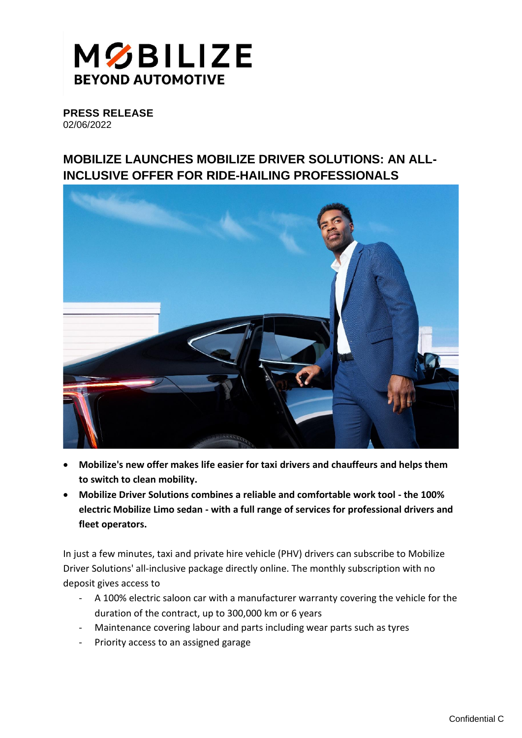**PRESS RELEASE**
02/06/2022

## MOBILIZE LAUNCHES MOBILIZE DRIVER SOLUTIONS: AN ALL-INCLUSIVE OFFER FOR RIDE-HAILING PROFESSIONALS

- **Mobilize's new offer makes life easier for taxi drivers and chauffeurs and helps them to switch to clean mobility.**
- **Mobilize Driver Solutions combines a reliable and comfortable work tool - the 100% electric Mobilize Limo sedan - with a full range of services for professional drivers and fleet operators.**

In just a few minutes, taxi and private hire vehicle (PHV) drivers can subscribe to Mobilize Driver Solutions' all-inclusive package directly online. The monthly subscription with no deposit gives access to

- A 100% electric saloon car with a manufacturer warranty covering the vehicle for the duration of the contract, up to 300,000 km or 6 years
- Maintenance covering labour and parts including wear parts such as tyres
- Priority access to an assigned garage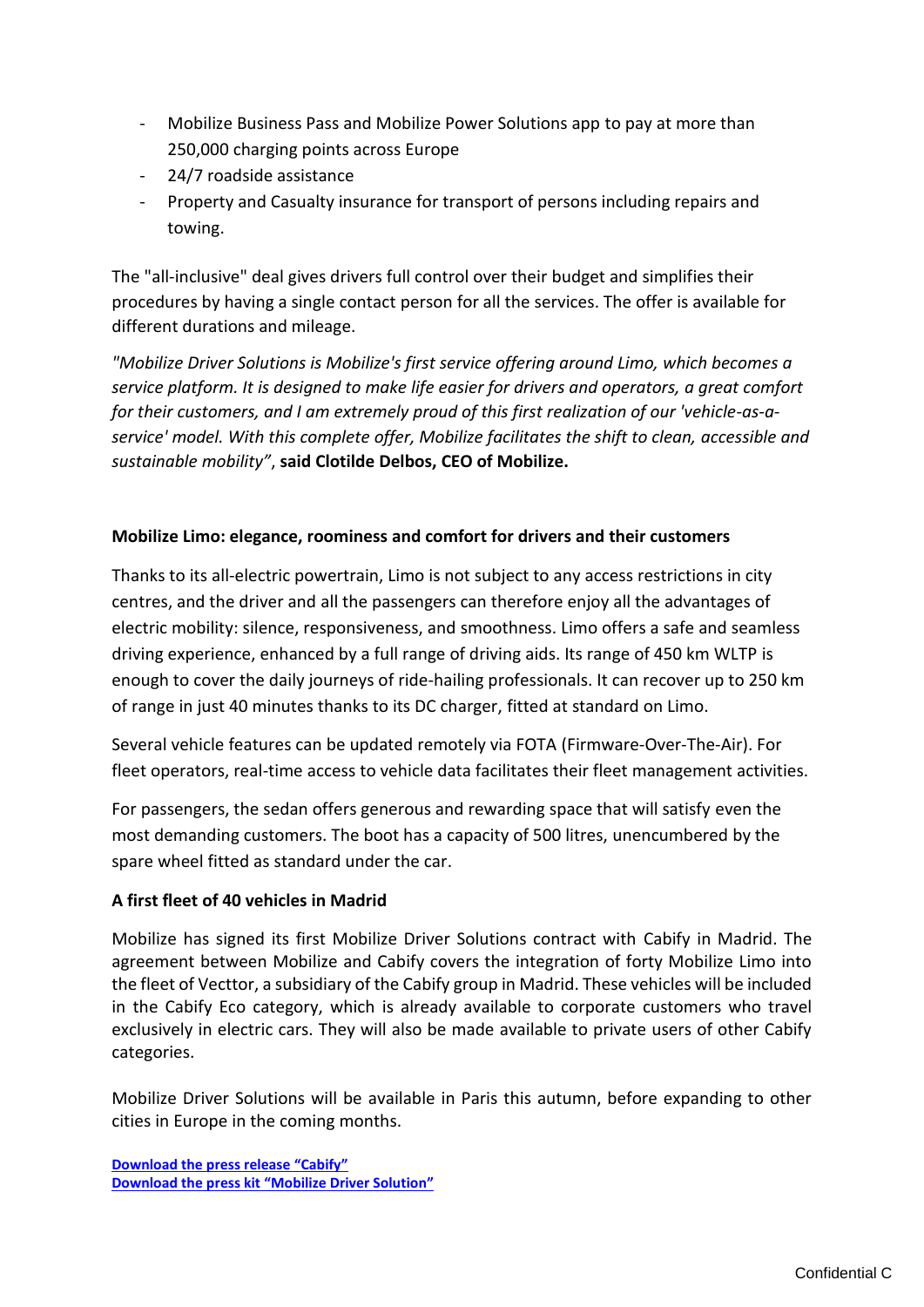- Mobilize Business Pass and Mobilize Power Solutions app to pay at more than 250,000 charging points across Europe
- 24/7 roadside assistance
- Property and Casualty insurance for transport of persons including repairs and towing.

The "all-inclusive" deal gives drivers full control over their budget and simplifies their procedures by having a single contact person for all the services. The offer is available for different durations and mileage.

*"Mobilize Driver Solutions is Mobilize's first service offering around Limo, which becomes a service platform. It is designed to make life easier for drivers and operators, a great comfort for their customers, and I am extremely proud of this first realization of our 'vehicle-as-a-service' model. With this complete offer, Mobilize facilitates the shift to clean, accessible and sustainable mobility"*, **said Clotilde Delbos, CEO of Mobilize.**

**Mobilize Limo: elegance, roominess and comfort for drivers and their customers**

Thanks to its all-electric powertrain, Limo is not subject to any access restrictions in city centres, and the driver and all the passengers can therefore enjoy all the advantages of electric mobility: silence, responsiveness, and smoothness. Limo offers a safe and seamless driving experience, enhanced by a full range of driving aids. Its range of 450 km WLTP is enough to cover the daily journeys of ride-hailing professionals. It can recover up to 250 km of range in just 40 minutes thanks to its DC charger, fitted at standard on Limo.

Several vehicle features can be updated remotely via FOTA (Firmware-Over-The-Air). For fleet operators, real-time access to vehicle data facilitates their fleet management activities.

For passengers, the sedan offers generous and rewarding space that will satisfy even the most demanding customers. The boot has a capacity of 500 litres, unencumbered by the spare wheel fitted as standard under the car.

**A first fleet of 40 vehicles in Madrid**

Mobilize has signed its first Mobilize Driver Solutions contract with Cabify in Madrid. The agreement between Mobilize and Cabify covers the integration of forty Mobilize Limo into the fleet of Vecttor, a subsidiary of the Cabify group in Madrid. These vehicles will be included in the Cabify Eco category, which is already available to corporate customers who travel exclusively in electric cars. They will also be made available to private users of other Cabify categories.

Mobilize Driver Solutions will be available in Paris this autumn, before expanding to other cities in Europe in the coming months.

**Download the press release "Cabify"**
**Download the press kit "Mobilize Driver Solution"**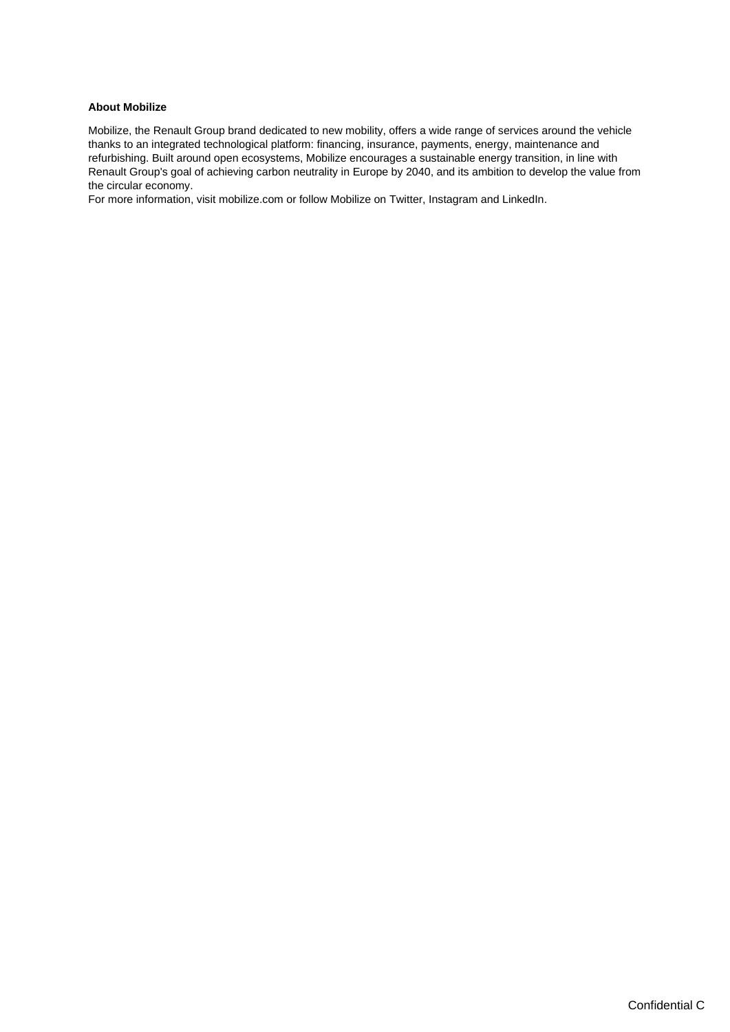**About Mobilize**

Mobilize, the Renault Group brand dedicated to new mobility, offers a wide range of services around the vehicle thanks to an integrated technological platform: financing, insurance, payments, energy, maintenance and refurbishing. Built around open ecosystems, Mobilize encourages a sustainable energy transition, in line with Renault Group's goal of achieving carbon neutrality in Europe by 2040, and its ambition to develop the value from the circular economy.
For more information, visit mobilize.com or follow Mobilize on Twitter, Instagram and LinkedIn.